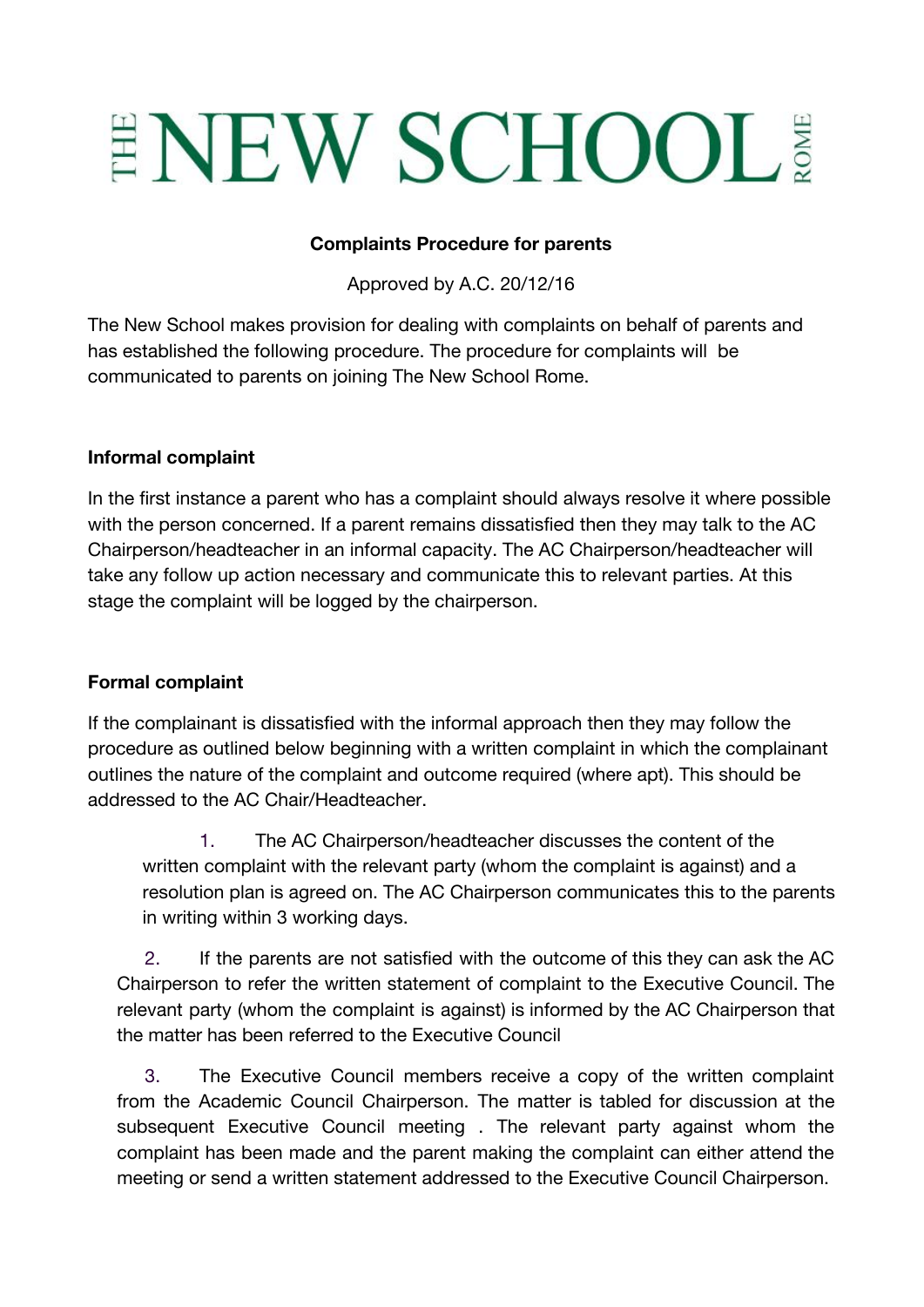# THE NEW SCHOOL ROME

**Complaints Procedure for parents**

Approved by A.C. 20/12/16

The New School makes provision for dealing with complaints on behalf of parents and has established the following procedure. The procedure for complaints will be communicated to parents on joining The New School Rome.

**Informal complaint**

In the first instance a parent who has a complaint should always resolve it where possible with the person concerned. If a parent remains dissatisfied then they may talk to the AC Chairperson/headteacher in an informal capacity. The AC Chairperson/headteacher will take any follow up action necessary and communicate this to relevant parties. At this stage the complaint will be logged by the chairperson.

**Formal complaint**

If the complainant is dissatisfied with the informal approach then they may follow the procedure as outlined below beginning with a written complaint in which the complainant outlines the nature of the complaint and outcome required (where apt). This should be addressed to the AC Chair/Headteacher.

1. The AC Chairperson/headteacher discusses the content of the written complaint with the relevant party (whom the complaint is against) and a resolution plan is agreed on. The AC Chairperson communicates this to the parents in writing within 3 working days.

2. If the parents are not satisfied with the outcome of this they can ask the AC Chairperson to refer the written statement of complaint to the Executive Council. The relevant party (whom the complaint is against) is informed by the AC Chairperson that the matter has been referred to the Executive Council

3. The Executive Council members receive a copy of the written complaint from the Academic Council Chairperson. The matter is tabled for discussion at the subsequent Executive Council meeting . The relevant party against whom the complaint has been made and the parent making the complaint can either attend the meeting or send a written statement addressed to the Executive Council Chairperson.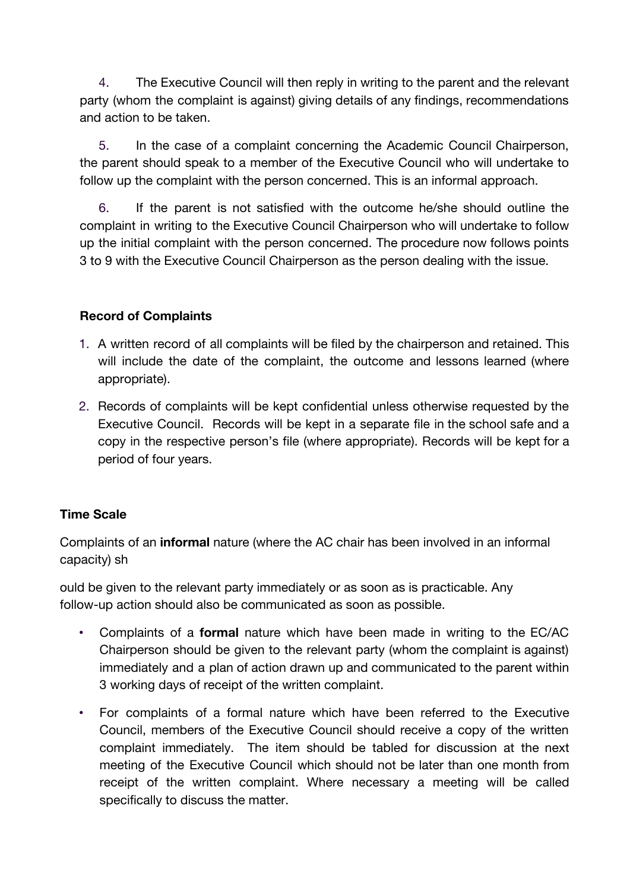4. The Executive Council will then reply in writing to the parent and the relevant party (whom the complaint is against) giving details of any findings, recommendations and action to be taken.

5. In the case of a complaint concerning the Academic Council Chairperson, the parent should speak to a member of the Executive Council who will undertake to follow up the complaint with the person concerned. This is an informal approach.

6. If the parent is not satisfied with the outcome he/she should outline the complaint in writing to the Executive Council Chairperson who will undertake to follow up the initial complaint with the person concerned. The procedure now follows points 3 to 9 with the Executive Council Chairperson as the person dealing with the issue.

### Record of Complaints

1. A written record of all complaints will be filed by the chairperson and retained. This will include the date of the complaint, the outcome and lessons learned (where appropriate).
2. Records of complaints will be kept confidential unless otherwise requested by the Executive Council. Records will be kept in a separate file in the school safe and a copy in the respective person's file (where appropriate). Records will be kept for a period of four years.

### Time Scale

Complaints of an **informal** nature (where the AC chair has been involved in an informal capacity) should be given to the relevant party immediately or as soon as is practicable. Any follow-up action should also be communicated as soon as possible.

- Complaints of a **formal** nature which have been made in writing to the EC/AC Chairperson should be given to the relevant party (whom the complaint is against) immediately and a plan of action drawn up and communicated to the parent within 3 working days of receipt of the written complaint.
- For complaints of a formal nature which have been referred to the Executive Council, members of the Executive Council should receive a copy of the written complaint immediately. The item should be tabled for discussion at the next meeting of the Executive Council which should not be later than one month from receipt of the written complaint. Where necessary a meeting will be called specifically to discuss the matter.